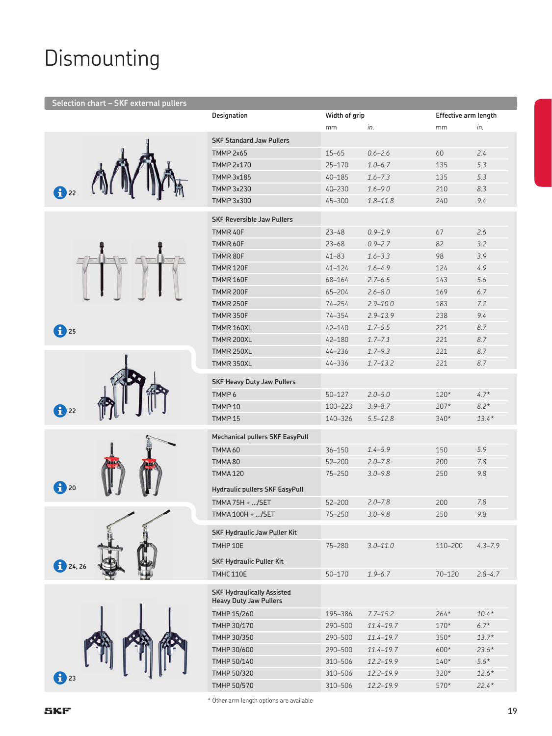# Dismounting

## Selection chart – SKF external pullers

| Info page | Designation | Width of grip mm | Width of grip in. | Effective arm length mm | Effective arm length in. |
|---|---|---|---|---|---|
| 22 | **SKF Standard Jaw Pullers** | | | | |
| | TMMP 2x65 | 15–65 | 0.6–2.6 | 60 | 2.4 |
| | TMMP 2x170 | 25–170 | 1.0–6.7 | 135 | 5.3 |
| | TMMP 3x185 | 40–185 | 1.6–7.3 | 135 | 5.3 |
| | TMMP 3x230 | 40–230 | 1.6–9.0 | 210 | 8.3 |
| | TMMP 3x300 | 45–300 | 1.8–11.8 | 240 | 9.4 |
| 25 | **SKF Reversible Jaw Pullers** | | | | |
| | TMMR 40F | 23–48 | 0.9–1.9 | 67 | 2.6 |
| | TMMR 60F | 23–68 | 0.9–2.7 | 82 | 3.2 |
| | TMMR 80F | 41–83 | 1.6–3.3 | 98 | 3.9 |
| | TMMR 120F | 41–124 | 1.6–4.9 | 124 | 4.9 |
| | TMMR 160F | 68–164 | 2.7–6.5 | 143 | 5.6 |
| | TMMR 200F | 65–204 | 2.6–8.0 | 169 | 6.7 |
| | TMMR 250F | 74–254 | 2.9–10.0 | 183 | 7.2 |
| | TMMR 350F | 74–354 | 2.9–13.9 | 238 | 9.4 |
| | TMMR 160XL | 42–140 | 1.7–5.5 | 221 | 8.7 |
| | TMMR 200XL | 42–180 | 1.7–7.1 | 221 | 8.7 |
| | TMMR 250XL | 44–236 | 1.7–9.3 | 221 | 8.7 |
| | TMMR 350XL | 44–336 | 1.7–13.2 | 221 | 8.7 |
| 22 | **SKF Heavy Duty Jaw Pullers** | | | | |
| | TMMP 6 | 50–127 | 2.0–5.0 | 120* | 4.7* |
| | TMMP 10 | 100–223 | 3.9–8.7 | 207* | 8.2* |
| | TMMP 15 | 140–326 | 5.5–12.8 | 340* | 13.4* |
| 20 | **Mechanical pullers SKF EasyPull** | | | | |
| | TMMA 60 | 36–150 | 1.4–5.9 | 150 | 5.9 |
| | TMMA 80 | 52–200 | 2.0–7.8 | 200 | 7.8 |
| | TMMA 120 | 75–250 | 3.0–9.8 | 250 | 9.8 |
| | **Hydraulic pullers SKF EasyPull** | | | | |
| | TMMA 75H + .../SET | 52–200 | 2.0–7.8 | 200 | 7.8 |
| | TMMA 100H + .../SET | 75–250 | 3.0–9.8 | 250 | 9.8 |
| 24, 26 | **SKF Hydraulic Jaw Puller Kit** | | | | |
| | TMHP 10E | 75–280 | 3.0–11.0 | 110–200 | 4.3–7.9 |
| | **SKF Hydraulic Puller Kit** | | | | |
| | TMHC 110E | 50–170 | 1.9–6.7 | 70–120 | 2.8–4.7 |
| 23 | **SKF Hydraulically Assisted Heavy Duty Jaw Pullers** | | | | |
| | TMHP 15/260 | 195–386 | 7.7–15.2 | 264* | 10.4* |
| | TMHP 30/170 | 290–500 | 11.4–19.7 | 170* | 6.7* |
| | TMHP 30/350 | 290–500 | 11.4–19.7 | 350* | 13.7* |
| | TMHP 30/600 | 290–500 | 11.4–19.7 | 600* | 23.6* |
| | TMHP 50/140 | 310–506 | 12.2–19.9 | 140* | 5.5* |
| | TMHP 50/320 | 310–506 | 12.2–19.9 | 320* | 12.6* |
| | TMHP 50/570 | 310–506 | 12.2–19.9 | 570* | 22.4* |

\* Other arm length options are available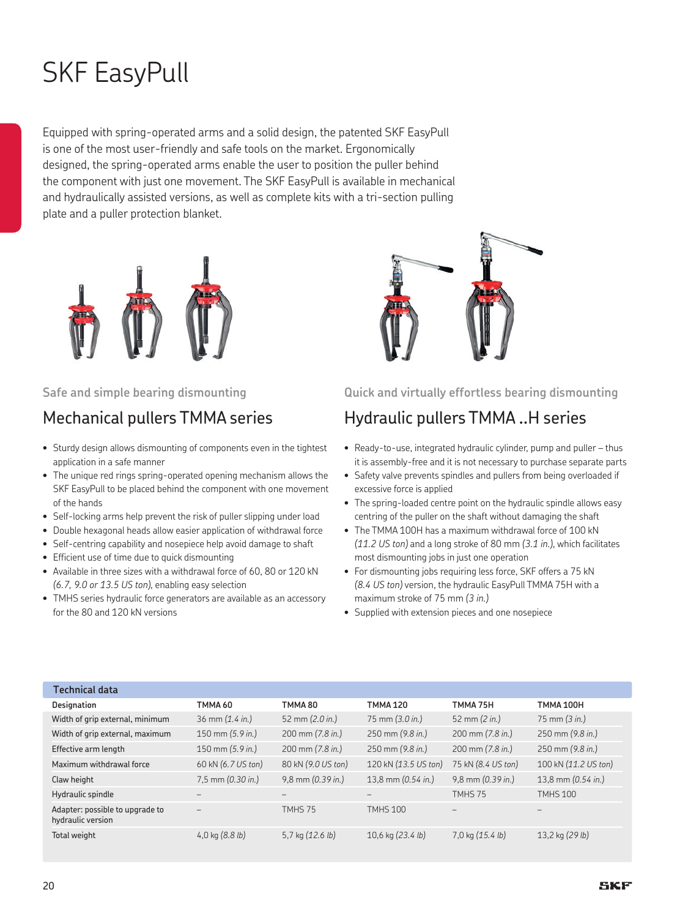# SKF EasyPull

Equipped with spring-operated arms and a solid design, the patented SKF EasyPull is one of the most user-friendly and safe tools on the market. Ergonomically designed, the spring-operated arms enable the user to position the puller behind the component with just one movement. The SKF EasyPull is available in mechanical and hydraulically assisted versions, as well as complete kits with a tri-section pulling plate and a puller protection blanket.

Safe and simple bearing dismounting

## Mechanical pullers TMMA series

- Sturdy design allows dismounting of components even in the tightest application in a safe manner
- The unique red rings spring-operated opening mechanism allows the SKF EasyPull to be placed behind the component with one movement of the hands
- Self-locking arms help prevent the risk of puller slipping under load
- Double hexagonal heads allow easier application of withdrawal force
- Self-centring capability and nosepiece help avoid damage to shaft
- Efficient use of time due to quick dismounting
- Available in three sizes with a withdrawal force of 60, 80 or 120 kN *(6.7, 9.0 or 13.5 US ton)*, enabling easy selection
- TMHS series hydraulic force generators are available as an accessory for the 80 and 120 kN versions

Quick and virtually effortless bearing dismounting

## Hydraulic pullers TMMA ..H series

- Ready-to-use, integrated hydraulic cylinder, pump and puller – thus it is assembly-free and it is not necessary to purchase separate parts
- Safety valve prevents spindles and pullers from being overloaded if excessive force is applied
- The spring-loaded centre point on the hydraulic spindle allows easy centring of the puller on the shaft without damaging the shaft
- The TMMA 100H has a maximum withdrawal force of 100 kN *(11.2 US ton)* and a long stroke of 80 mm *(3.1 in.)*, which facilitates most dismounting jobs in just one operation
- For dismounting jobs requiring less force, SKF offers a 75 kN *(8.4 US ton)* version, the hydraulic EasyPull TMMA 75H with a maximum stroke of 75 mm *(3 in.)*
- Supplied with extension pieces and one nosepiece

**Technical data**

| Designation | TMMA 60 | TMMA 80 | TMMA 120 | TMMA 75H | TMMA 100H |
|---|---|---|---|---|---|
| Width of grip external, minimum | 36 mm *(1.4 in.)* | 52 mm *(2.0 in.)* | 75 mm *(3.0 in.)* | 52 mm *(2 in.)* | 75 mm *(3 in.)* |
| Width of grip external, maximum | 150 mm *(5.9 in.)* | 200 mm *(7.8 in.)* | 250 mm *(9.8 in.)* | 200 mm *(7.8 in.)* | 250 mm *(9.8 in.)* |
| Effective arm length | 150 mm *(5.9 in.)* | 200 mm *(7.8 in.)* | 250 mm *(9.8 in.)* | 200 mm *(7.8 in.)* | 250 mm *(9.8 in.)* |
| Maximum withdrawal force | 60 kN *(6.7 US ton)* | 80 kN *(9.0 US ton)* | 120 kN *(13.5 US ton)* | 75 kN *(8.4 US ton)* | 100 kN *(11.2 US ton)* |
| Claw height | 7,5 mm *(0.30 in.)* | 9,8 mm *(0.39 in.)* | 13,8 mm *(0.54 in.)* | 9,8 mm *(0.39 in.)* | 13,8 mm *(0.54 in.)* |
| Hydraulic spindle | – | – | – | TMHS 75 | TMHS 100 |
| Adapter: possible to upgrade to hydraulic version | – | TMHS 75 | TMHS 100 | – | – |
| Total weight | 4,0 kg *(8.8 lb)* | 5,7 kg *(12.6 lb)* | 10,6 kg *(23.4 lb)* | 7,0 kg *(15.4 lb)* | 13,2 kg *(29 lb)* |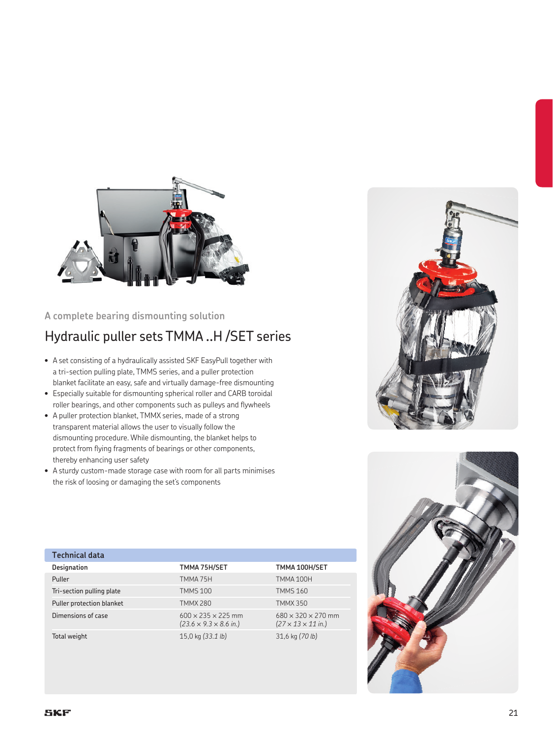A complete bearing dismounting solution

## Hydraulic puller sets TMMA ..H /SET series

- A set consisting of a hydraulically assisted SKF EasyPull together with a tri-section pulling plate, TMMS series, and a puller protection blanket facilitate an easy, safe and virtually damage-free dismounting
- Especially suitable for dismounting spherical roller and CARB toroidal roller bearings, and other components such as pulleys and flywheels
- A puller protection blanket, TMMX series, made of a strong transparent material allows the user to visually follow the dismounting procedure. While dismounting, the blanket helps to protect from flying fragments of bearings or other components, thereby enhancing user safety
- A sturdy custom-made storage case with room for all parts minimises the risk of loosing or damaging the set's components

### Technical data

| Designation | TMMA 75H/SET | TMMA 100H/SET |
|---|---|---|
| Puller | TMMA 75H | TMMA 100H |
| Tri-section pulling plate | TMMS 100 | TMMS 160 |
| Puller protection blanket | TMMX 280 | TMMX 350 |
| Dimensions of case | 600 × 235 × 225 mm *(23.6 × 9.3 × 8.6 in.)* | 680 × 320 × 270 mm *(27 × 13 × 11 in.)* |
| Total weight | 15,0 kg *(33.1 lb)* | 31,6 kg *(70 lb)* |